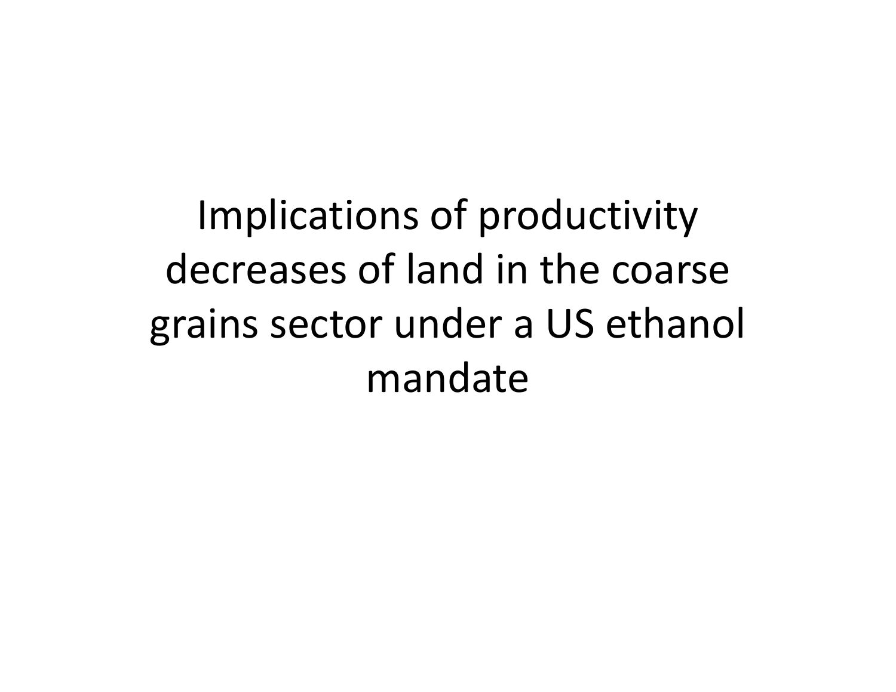# Implications of productivity decreases of land in the coarse grains sector under a US ethanol mandate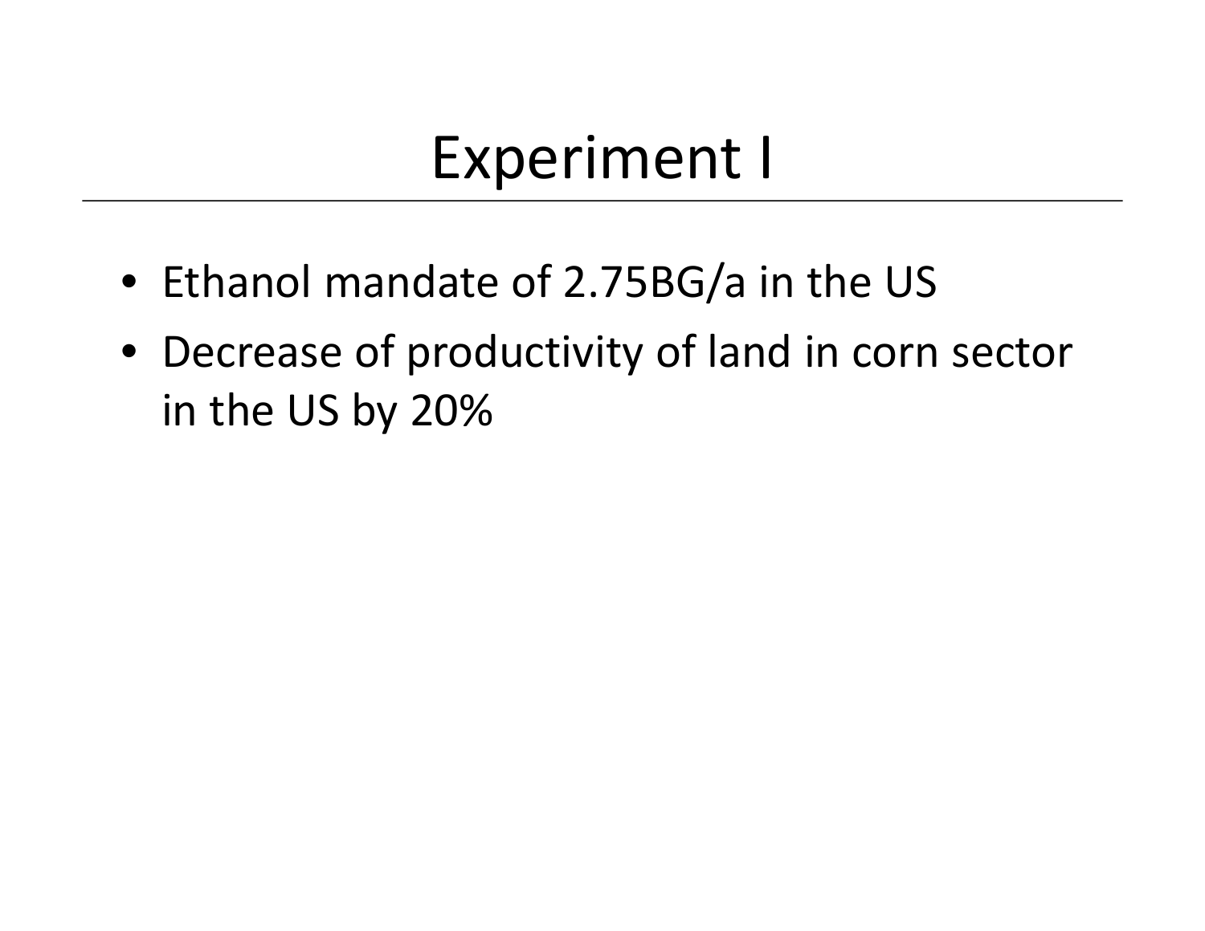# Experiment I

- Ethanol mandate of 2.75BG/a in the US
- Decrease of productivity of land in corn sector in the US by 20%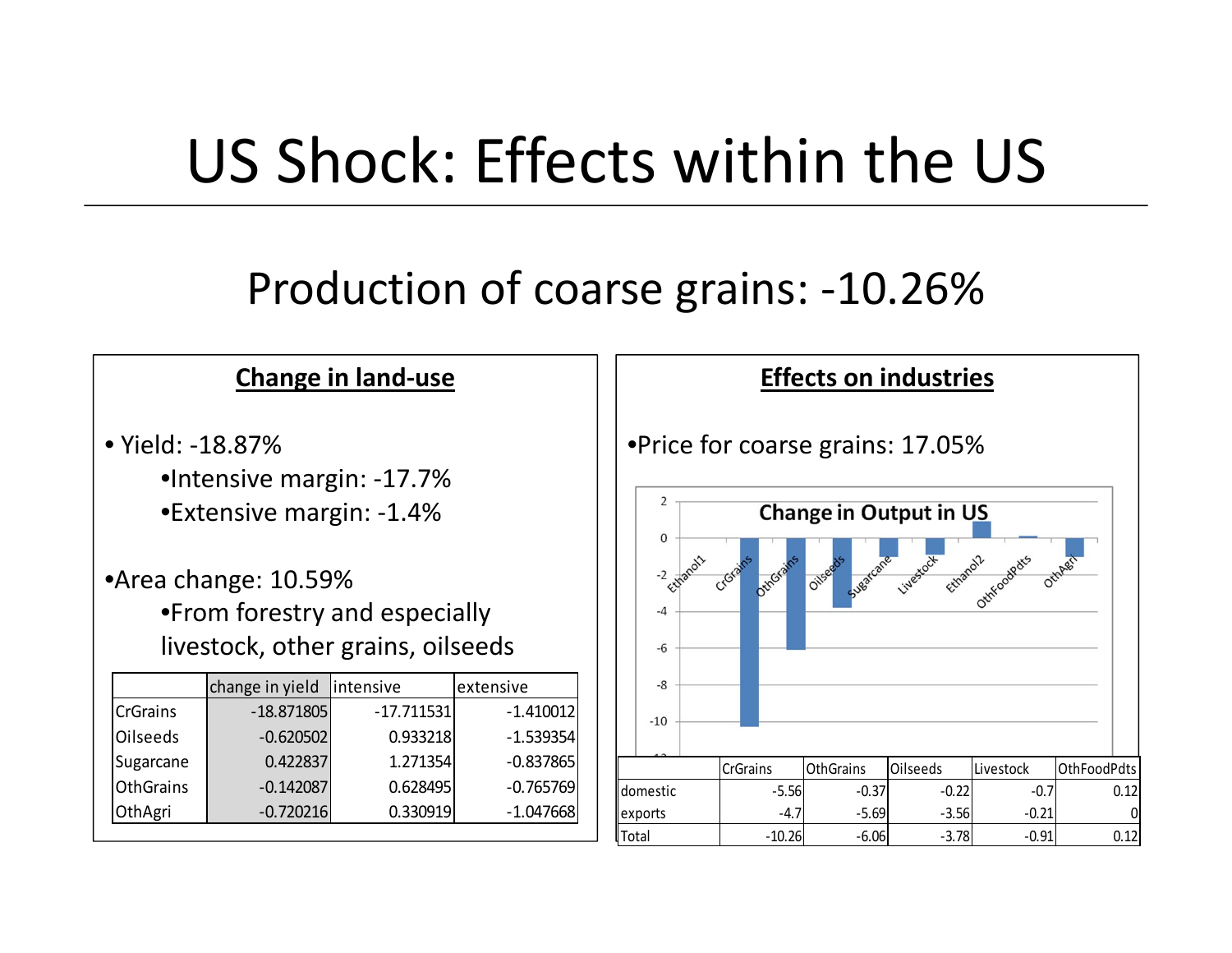# US Shock: Effects within the US

## Production of coarse grains: -10.26%

### Change in land-use

- Yield: -18.87%
  - Intensive margin: -17.7%
  - Extensive margin: -1.4%
- Area change: 10.59%
  - From forestry and especially livestock, other grains, oilseeds

| | change in yield | intensive | extensive |
|---|---|---|---|
| CrGrains | -18.871805 | -17.711531 | -1.410012 |
| Oilseeds | -0.620502 | 0.933218 | -1.539354 |
| Sugarcane | 0.422837 | 1.271354 | -0.837865 |
| OthGrains | -0.142087 | 0.628495 | -0.765769 |
| OthAgri | -0.720216 | 0.330919 | -1.047668 |

### Effects on industries

- Price for coarse grains: 17.05%

**Change in Output in US**

| | CrGrains | OthGrains | Oilseeds | Livestock | OthFoodPdts |
|---|---|---|---|---|---|
| domestic | -5.56 | -0.37 | -0.22 | -0.7 | 0.12 |
| exports | -4.7 | -5.69 | -3.56 | -0.21 | 0 |
| Total | -10.26 | -6.06 | -3.78 | -0.91 | 0.12 |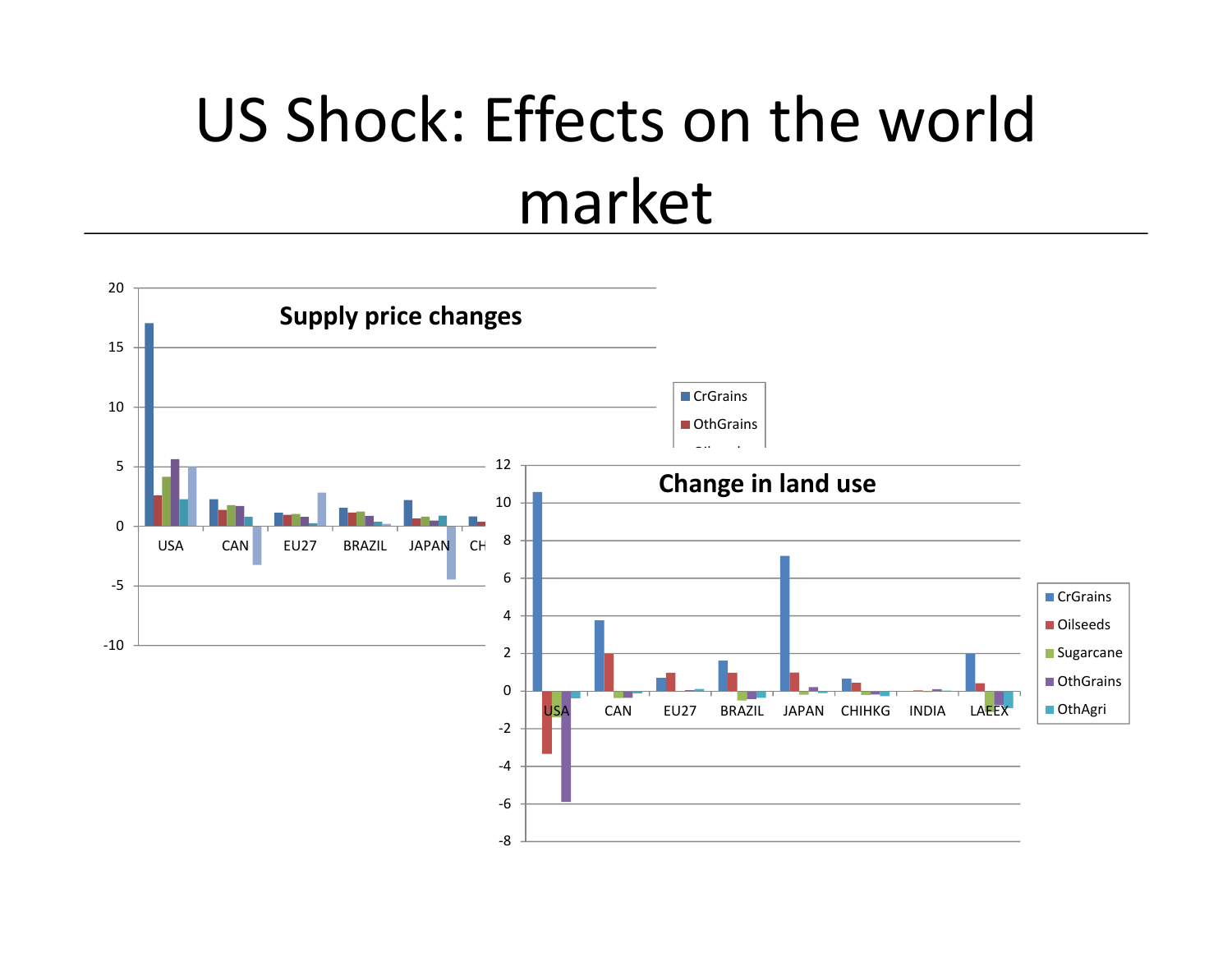# US Shock: Effects on the world market

**Supply price changes**

CrGrains, OthGrains, Oilseeds...

USA, CAN, EU27, BRAZIL, JAPAN, CH...

**Change in land use**

CrGrains, Oilseeds, Sugarcane, OthGrains, OthAgri

USA, CAN, EU27, BRAZIL, JAPAN, CHIHKG, INDIA, LAEEX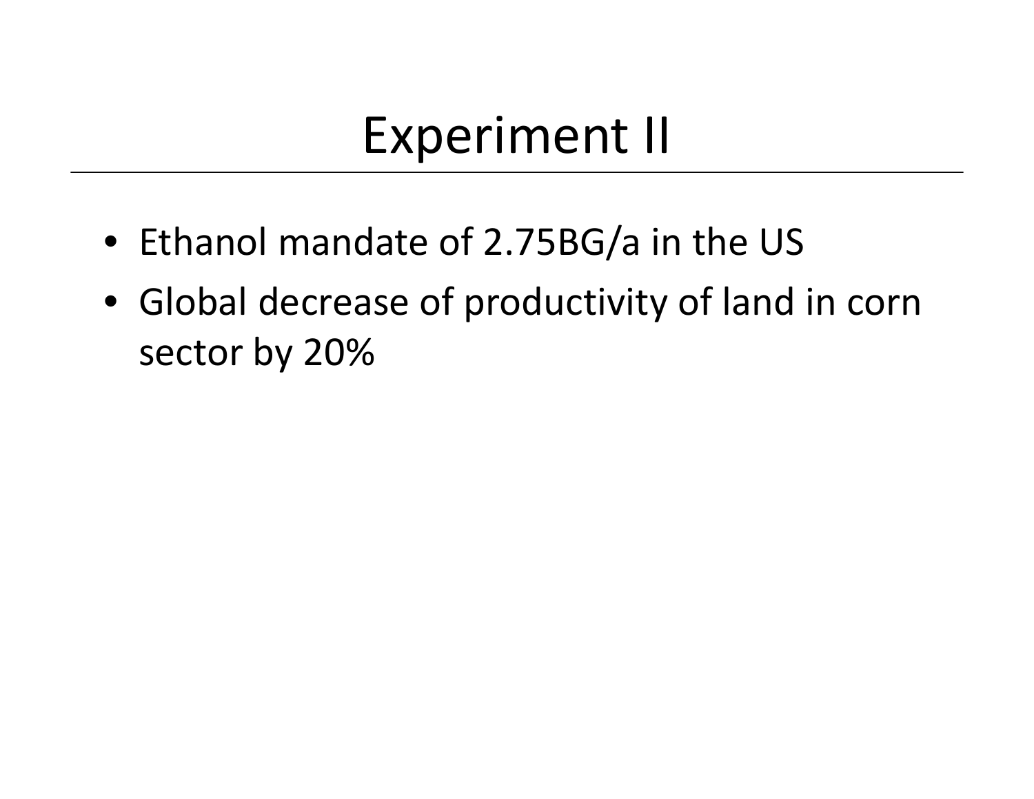# Experiment II

- Ethanol mandate of 2.75BG/a in the US
- Global decrease of productivity of land in corn sector by 20%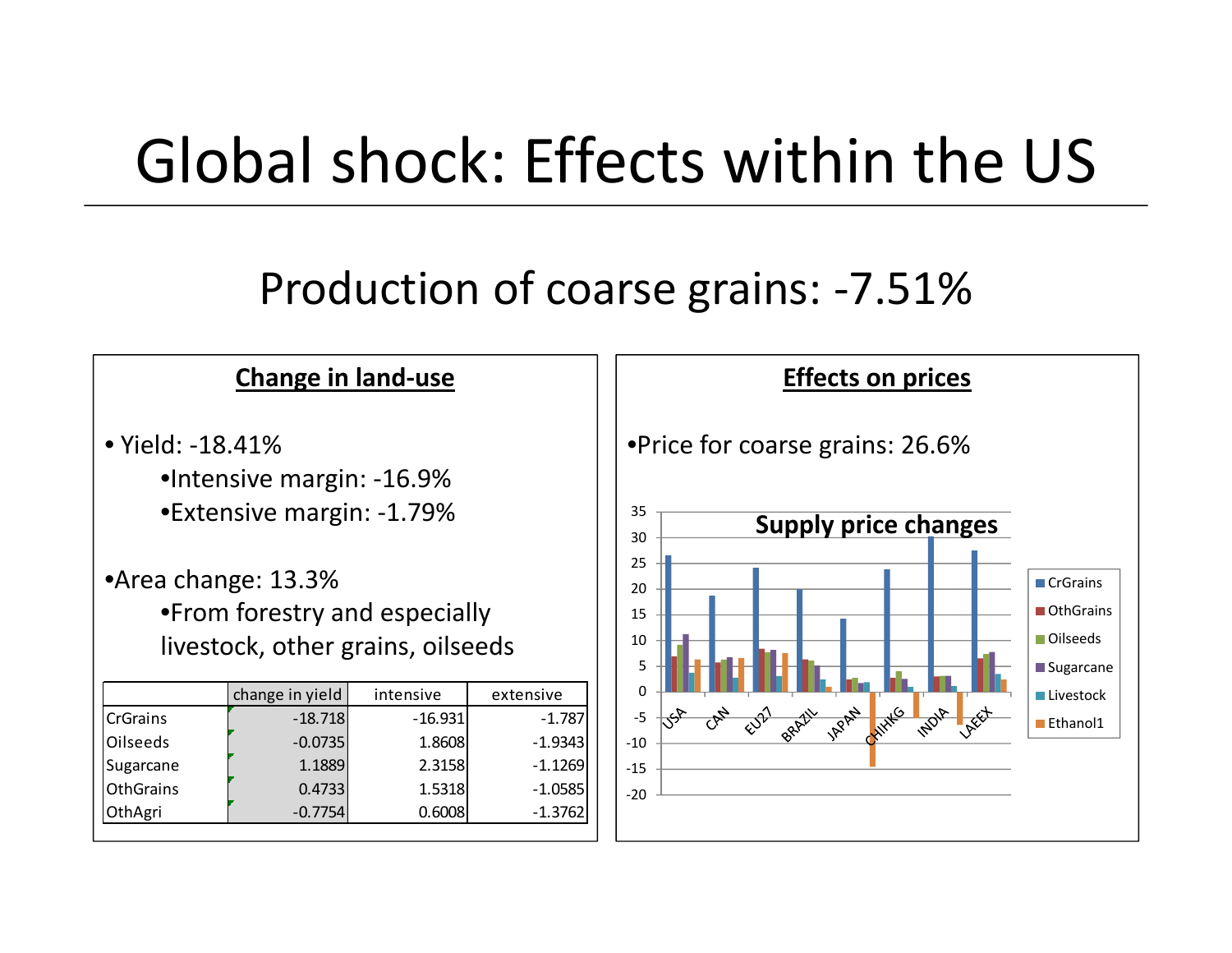# Global shock: Effects within the US

## Production of coarse grains: -7.51%

### Change in land-use

- Yield: -18.41%
  - Intensive margin: -16.9%
  - Extensive margin: -1.79%
- Area change: 13.3%
  - From forestry and especially livestock, other grains, oilseeds

| | change in yield | intensive | extensive |
|---|---|---|---|
| CrGrains | -18.718 | -16.931 | -1.787 |
| Oilseeds | -0.0735 | 1.8608 | -1.9343 |
| Sugarcane | 1.1889 | 2.3158 | -1.1269 |
| OthGrains | 0.4733 | 1.5318 | -1.0585 |
| OthAgri | -0.7754 | 0.6008 | -1.3762 |

### Effects on prices

- Price for coarse grains: 26.6%

Supply price changes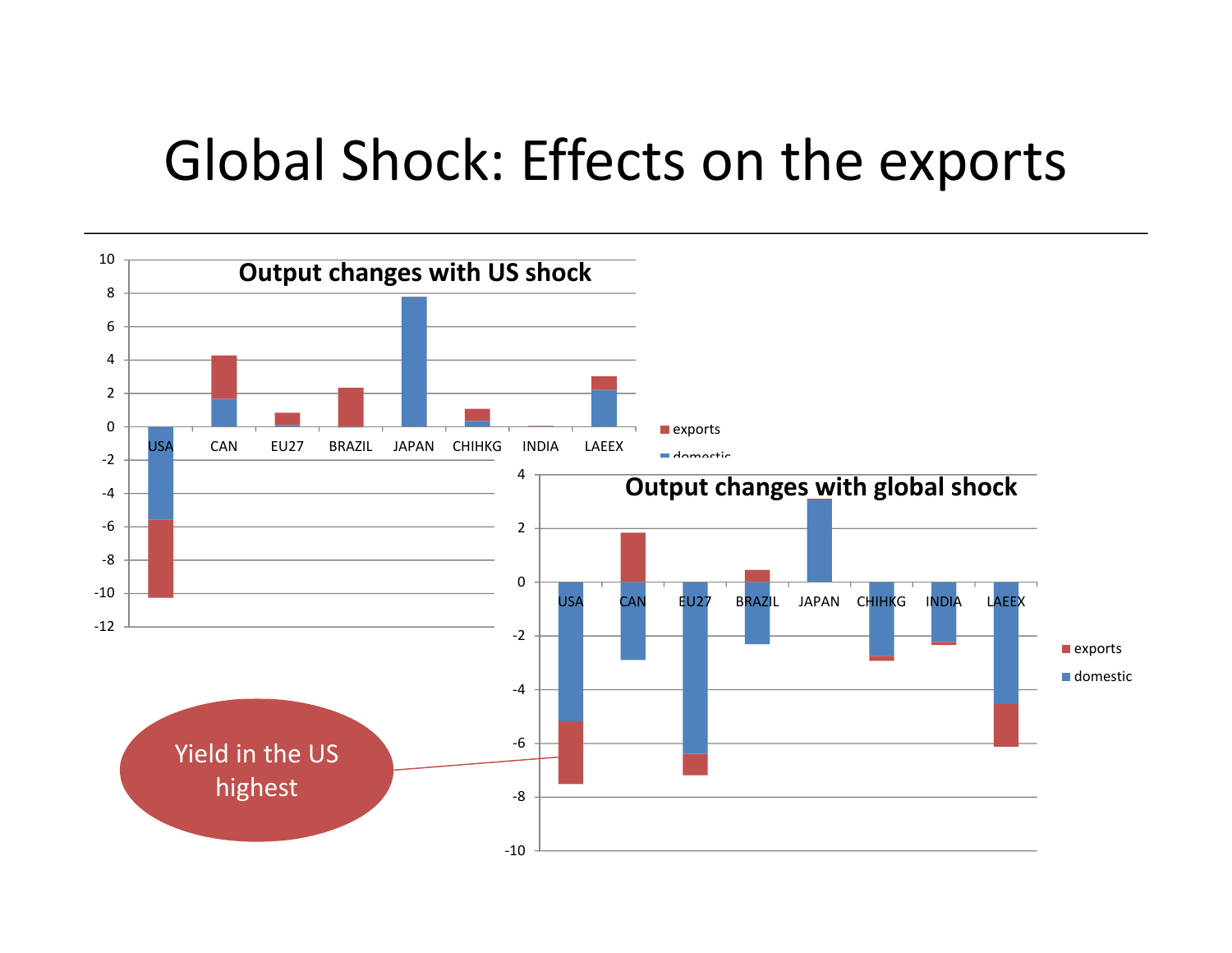# Global Shock: Effects on the exports

**Output changes with US shock**

| | USA | CAN | EU27 | BRAZIL | JAPAN | CHIHKG | INDIA | LAEEX |
|---|---|---|---|---|---|---|---|---|

Legend: exports, domestic

**Output changes with global shock**

| | USA | CAN | EU27 | BRAZIL | JAPAN | CHIHKG | INDIA | LAEEX |
|---|---|---|---|---|---|---|---|---|

Legend: exports, domestic

Yield in the US highest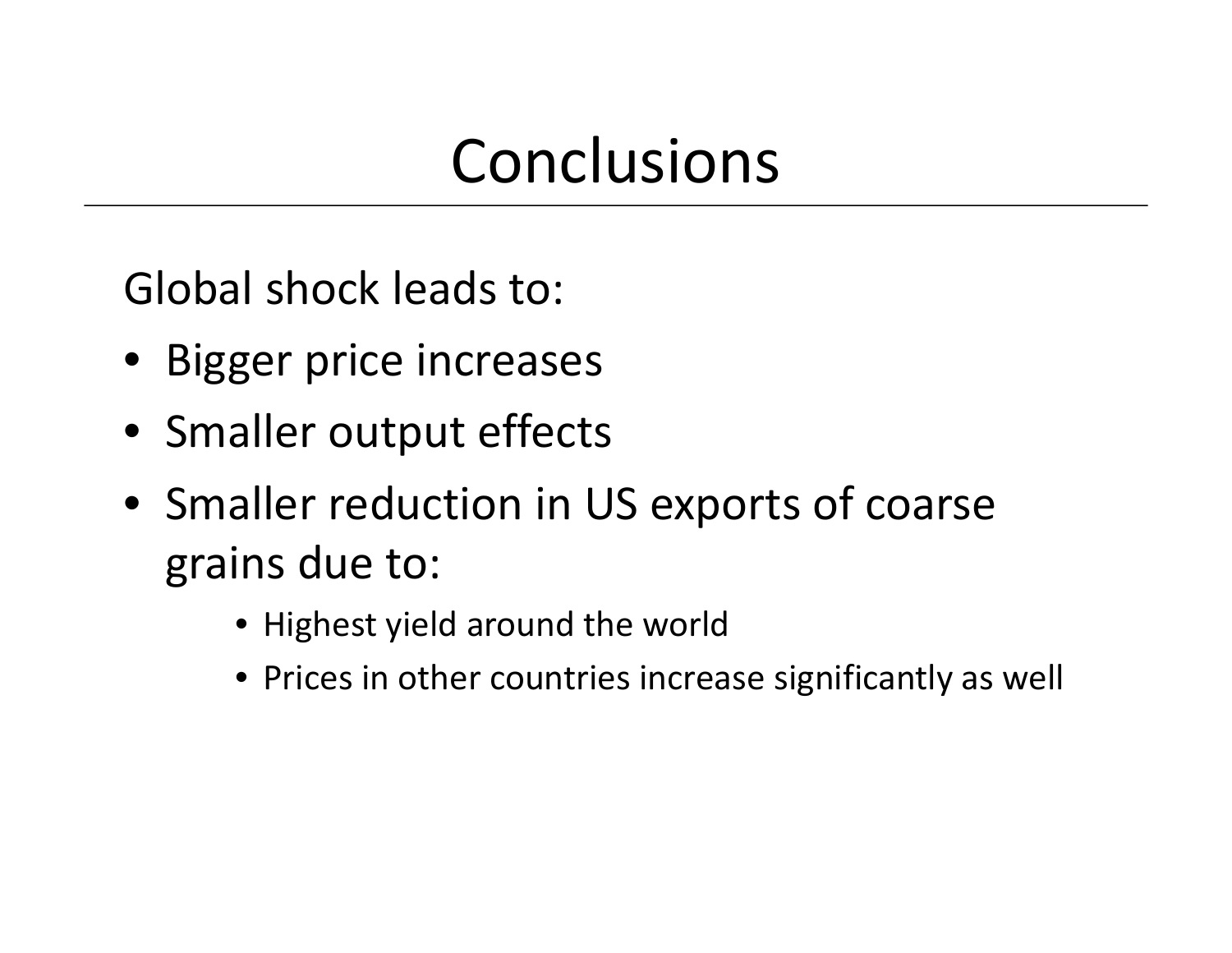# Conclusions

Global shock leads to:

- Bigger price increases
- Smaller output effects
- Smaller reduction in US exports of coarse grains due to:
  - Highest yield around the world
  - Prices in other countries increase significantly as well